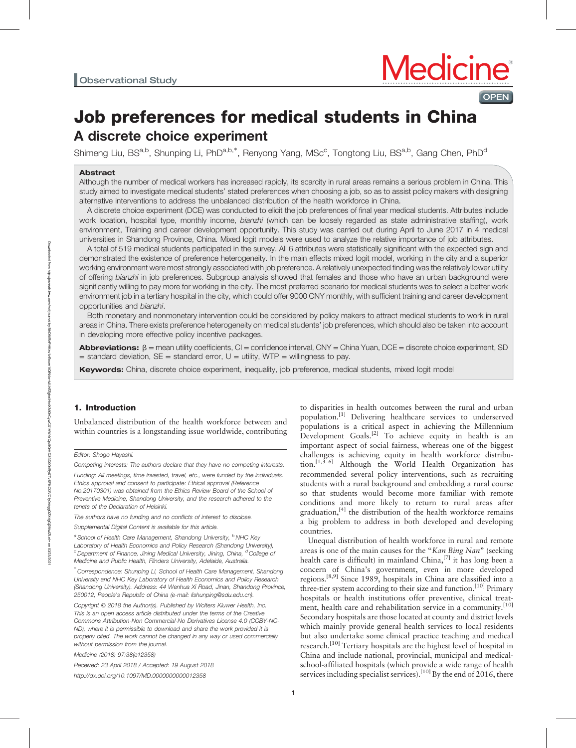Observational Study

# Job preferences for medical students in China

## A discrete choice experiment

Shimeng Liu, BS[a,b], Shunping Li, PhD[a,b,*], Renyong Yang, MSc[c], Tongtong Liu, BS[a,b], Gang Chen, PhD[d]

### Abstract

Although the number of medical workers has increased rapidly, its scarcity in rural areas remains a serious problem in China. This study aimed to investigate medical students' stated preferences when choosing a job, so as to assist policy makers with designing alternative interventions to address the unbalanced distribution of the health workforce in China.

A discrete choice experiment (DCE) was conducted to elicit the job preferences of final year medical students. Attributes include work location, hospital type, monthly income, *bianzhi* (which can be loosely regarded as state administrative staffing), work environment, Training and career development opportunity. This study was carried out during April to June 2017 in 4 medical universities in Shandong Province, China. Mixed logit models were used to analyze the relative importance of job attributes.

A total of 519 medical students participated in the survey. All 6 attributes were statistically significant with the expected sign and demonstrated the existence of preference heterogeneity. In the main effects mixed logit model, working in the city and a superior working environment were most strongly associated with job preference. A relatively unexpected finding was the relatively lower utility of offering *bianzhi* in job preferences. Subgroup analysis showed that females and those who have an urban background were significantly willing to pay more for working in the city. The most preferred scenario for medical students was to select a better work environment job in a tertiary hospital in the city, which could offer 9000 CNY monthly, with sufficient training and career development opportunities and *bianzhi*.

Both monetary and nonmonetary intervention could be considered by policy makers to attract medical students to work in rural areas in China. There exists preference heterogeneity on medical students' job preferences, which should also be taken into account in developing more effective policy incentive packages.

**Abbreviations:** β = mean utility coefficients, CI = confidence interval, CNY = China Yuan, DCE = discrete choice experiment, SD = standard deviation, SE = standard error, U = utility, WTP = willingness to pay.

**Keywords:** China, discrete choice experiment, inequality, job preference, medical students, mixed logit model

## 1. Introduction

Unbalanced distribution of the health workforce between and within countries is a longstanding issue worldwide, contributing to disparities in health outcomes between the rural and urban population.[1] Delivering healthcare services to underserved populations is a critical aspect in achieving the Millennium Development Goals.[2] To achieve equity in health is an important aspect of social fairness, whereas one of the biggest challenges is achieving equity in health workforce distribution.[1,3–6] Although the World Health Organization has recommended several policy interventions, such as recruiting students with a rural background and embedding a rural course so that students would become more familiar with remote conditions and more likely to return to rural areas after graduation,[4] the distribution of the health workforce remains a big problem to address in both developed and developing countries.

Unequal distribution of health workforce in rural and remote areas is one of the main causes for the "*Kan Bing Nan*" (seeking health care is difficult) in mainland China,[7] it has long been a concern of China's government, even in more developed regions.[8,9] Since 1989, hospitals in China are classified into a three-tier system according to their size and function.[10] Primary hospitals or health institutions offer preventive, clinical treatment, health care and rehabilitation service in a community.[10] Secondary hospitals are those located at county and district levels which mainly provide general health services to local residents but also undertake some clinical practice teaching and medical research.[10] Tertiary hospitals are the highest level of hospital in China and include national, provincial, municipal and medical-school-affiliated hospitals (which provide a wide range of health services including specialist services).[10] By the end of 2016, there

---

Editor: Shogo Hayashi.

Competing interests: The authors declare that they have no competing interests.

Funding: All meetings, time invested, travel, etc., were funded by the individuals.

Ethics approval and consent to participate: Ethical approval (Reference No.20170301) was obtained from the Ethics Review Board of the School of Preventive Medicine, Shandong University, and the research adhered to the tenets of the Declaration of Helsinki.

The authors have no funding and no conflicts of interest to disclose.

Supplemental Digital Content is available for this article.

[a] School of Health Care Management, Shandong University, [b] NHC Key Laboratory of Health Economics and Policy Research (Shandong University), [c] Department of Finance, Jining Medical University, Jining, China, [d] College of Medicine and Public Health, Flinders University, Adelaide, Australia.

[*] Correspondence: Shunping Li, School of Health Care Management, Shandong University and NHC Key Laboratory of Health Economics and Policy Research (Shandong University). Address: 44 Wenhua Xi Road, Jinan, Shandong Province, 250012, People's Republic of China (e-mail: lishunping@sdu.edu.cn).

Copyright © 2018 the Author(s). Published by Wolters Kluwer Health, Inc. This is an open access article distributed under the terms of the Creative Commons Attribution-Non Commercial-No Derivatives License 4.0 (CCBY-NC-ND), where it is permissible to download and share the work provided it is properly cited. The work cannot be changed in any way or used commercially without permission from the journal.

Medicine (2018) 97:38(e12358)

Received: 23 April 2018 / Accepted: 19 August 2018

http://dx.doi.org/10.1097/MD.0000000000012358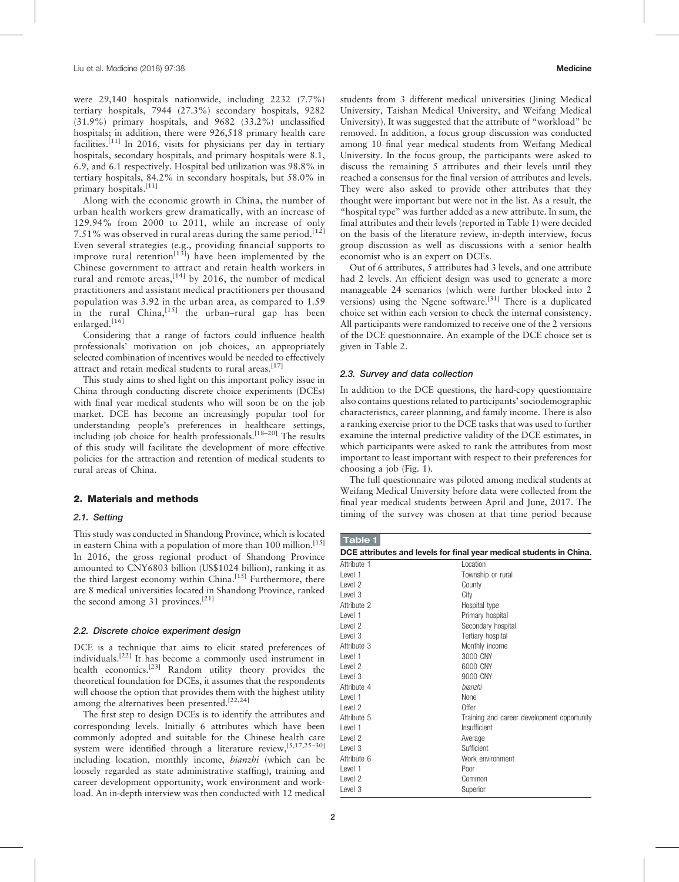were 29,140 hospitals nationwide, including 2232 (7.7%) tertiary hospitals, 7944 (27.3%) secondary hospitals, 9282 (31.9%) primary hospitals, and 9682 (33.2%) unclassified hospitals; in addition, there were 926,518 primary health care facilities.[11] In 2016, visits for physicians per day in tertiary hospitals, secondary hospitals, and primary hospitals were 8.1, 6.9, and 6.1 respectively. Hospital bed utilization was 98.8% in tertiary hospitals, 84.2% in secondary hospitals, but 58.0% in primary hospitals.[11]

Along with the economic growth in China, the number of urban health workers grew dramatically, with an increase of 129.94% from 2000 to 2011, while an increase of only 7.51% was observed in rural areas during the same period.[12] Even several strategies (e.g., providing financial supports to improve rural retention[13]) have been implemented by the Chinese government to attract and retain health workers in rural and remote areas,[14] by 2016, the number of medical practitioners and assistant medical practitioners per thousand population was 3.92 in the urban area, as compared to 1.59 in the rural China,[15] the urban–rural gap has been enlarged.[16]

Considering that a range of factors could influence health professionals' motivation on job choices, an appropriately selected combination of incentives would be needed to effectively attract and retain medical students to rural areas.[17]

This study aims to shed light on this important policy issue in China through conducting discrete choice experiments (DCEs) with final year medical students who will soon be on the job market. DCE has become an increasingly popular tool for understanding people's preferences in healthcare settings, including job choice for health professionals.[18–20] The results of this study will facilitate the development of more effective policies for the attraction and retention of medical students to rural areas of China.

## 2. Materials and methods

### 2.1. Setting

This study was conducted in Shandong Province, which is located in eastern China with a population of more than 100 million.[15] In 2016, the gross regional product of Shandong Province amounted to CNY6803 billion (US$1024 billion), ranking it as the third largest economy within China.[15] Furthermore, there are 8 medical universities located in Shandong Province, ranked the second among 31 provinces.[21]

### 2.2. Discrete choice experiment design

DCE is a technique that aims to elicit stated preferences of individuals.[22] It has become a commonly used instrument in health economics.[23] Random utility theory provides the theoretical foundation for DCEs, it assumes that the respondents will choose the option that provides them with the highest utility among the alternatives been presented.[22,24]

The first step to design DCEs is to identify the attributes and corresponding levels. Initially 6 attributes which have been commonly adopted and suitable for the Chinese health care system were identified through a literature review,[5,17,25–30] including location, monthly income, *bianzhi* (which can be loosely regarded as state administrative staffing), training and career development opportunity, work environment and workload. An in-depth interview was then conducted with 12 medical students from 3 different medical universities (Jining Medical University, Taishan Medical University, and Weifang Medical University). It was suggested that the attribute of "workload" be removed. In addition, a focus group discussion was conducted among 10 final year medical students from Weifang Medical University. In the focus group, the participants were asked to discuss the remaining 5 attributes and their levels until they reached a consensus for the final version of attributes and levels. They were also asked to provide other attributes that they thought were important but were not in the list. As a result, the "hospital type" was further added as a new attribute. In sum, the final attributes and their levels (reported in Table 1) were decided on the basis of the literature review, in-depth interview, focus group discussion as well as discussions with a senior health economist who is an expert on DCEs.

Out of 6 attributes, 5 attributes had 3 levels, and one attribute had 2 levels. An efficient design was used to generate a more manageable 24 scenarios (which were further blocked into 2 versions) using the Ngene software.[31] There is a duplicated choice set within each version to check the internal consistency. All participants were randomized to receive one of the 2 versions of the DCE questionnaire. An example of the DCE choice set is given in Table 2.

### 2.3. Survey and data collection

In addition to the DCE questions, the hard-copy questionnaire also contains questions related to participants' sociodemographic characteristics, career planning, and family income. There is also a ranking exercise prior to the DCE tasks that was used to further examine the internal predictive validity of the DCE estimates, in which participants were asked to rank the attributes from most important to least important with respect to their preferences for choosing a job (Fig. 1).

The full questionnaire was piloted among medical students at Weifang Medical University before data were collected from the final year medical students between April and June, 2017. The timing of the survey was chosen at that time period because

**Table 1**

**DCE attributes and levels for final year medical students in China.**

| | |
|---|---|
| Attribute 1 | Location |
| Level 1 | Township or rural |
| Level 2 | County |
| Level 3 | City |
| Attribute 2 | Hospital type |
| Level 1 | Primary hospital |
| Level 2 | Secondary hospital |
| Level 3 | Tertiary hospital |
| Attribute 3 | Monthly income |
| Level 1 | 3000 CNY |
| Level 2 | 6000 CNY |
| Level 3 | 9000 CNY |
| Attribute 4 | *bianzhi* |
| Level 1 | None |
| Level 2 | Offer |
| Attribute 5 | Training and career development opportunity |
| Level 1 | Insufficient |
| Level 2 | Average |
| Level 3 | Sufficient |
| Attribute 6 | Work environment |
| Level 1 | Poor |
| Level 2 | Common |
| Level 3 | Superior |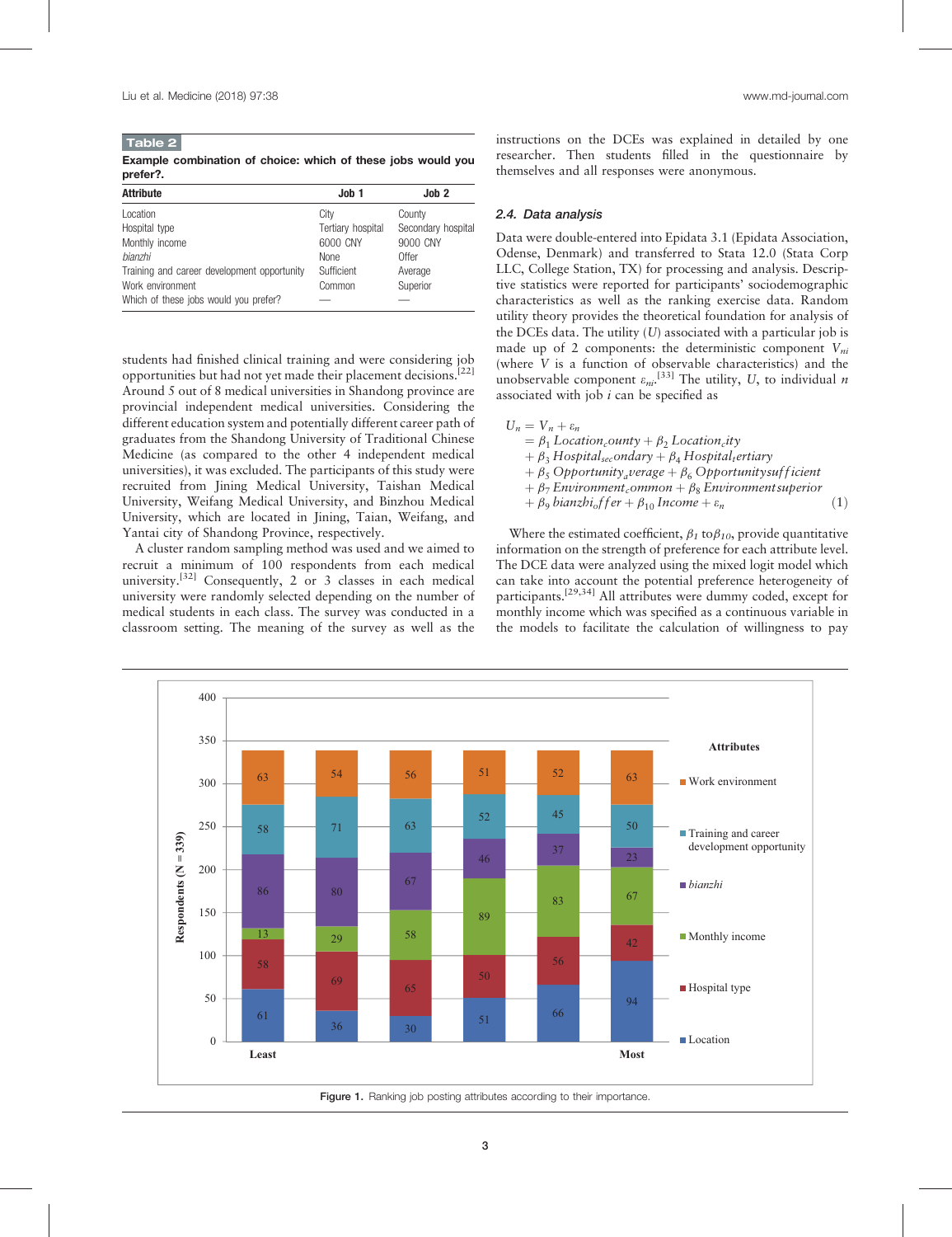**Table 2**

**Example combination of choice: which of these jobs would you prefer?.**

| Attribute | Job 1 | Job 2 |
|---|---|---|
| Location | City | County |
| Hospital type | Tertiary hospital | Secondary hospital |
| Monthly income | 6000 CNY | 9000 CNY |
| *bianzhi* | None | Offer |
| Training and career development opportunity | Sufficient | Average |
| Work environment | Common | Superior |
| Which of these jobs would you prefer? | — | — |

students had finished clinical training and were considering job opportunities but had not yet made their placement decisions.[22] Around 5 out of 8 medical universities in Shandong province are provincial independent medical universities. Considering the different education system and potentially different career path of graduates from the Shandong University of Traditional Chinese Medicine (as compared to the other 4 independent medical universities), it was excluded. The participants of this study were recruited from Jining Medical University, Taishan Medical University, Weifang Medical University, and Binzhou Medical University, which are located in Jining, Taian, Weifang, and Yantai city of Shandong Province, respectively.

A cluster random sampling method was used and we aimed to recruit a minimum of 100 respondents from each medical university.[32] Consequently, 2 or 3 classes in each medical university were randomly selected depending on the number of medical students in each class. The survey was conducted in a classroom setting. The meaning of the survey as well as the instructions on the DCEs was explained in detailed by one researcher. Then students filled in the questionnaire by themselves and all responses were anonymous.

### 2.4. Data analysis

Data were double-entered into Epidata 3.1 (Epidata Association, Odense, Denmark) and transferred to Stata 12.0 (Stata Corp LLC, College Station, TX) for processing and analysis. Descriptive statistics were reported for participants' sociodemographic characteristics as well as the ranking exercise data. Random utility theory provides the theoretical foundation for analysis of the DCEs data. The utility ($U$) associated with a particular job is made up of 2 components: the deterministic component $V_{ni}$ (where $V$ is a function of observable characteristics) and the unobservable component $\varepsilon_{ni}$.[33] The utility, $U$, to individual $n$ associated with job $i$ can be specified as

$$
\begin{aligned}
U_n = {} & V_n + \varepsilon_n \\
= {} & \beta_1\, Location_county + \beta_2\, Location_city \\
& + \beta_3\, Hospital_{secondary} + \beta_4\, Hospital_tertiary \\
& + \beta_5\, Opportunity_average + \beta_6\, Opportunitysufficient \\
& + \beta_7\, Environment_common + \beta_8\, Environmentsuperior \\
& + \beta_9\, bianzhi_offer + \beta_{10}\, Income + \varepsilon_n
\end{aligned} \tag{1}
$$

Where the estimated coefficient, $\beta_1$ to$\beta_{10}$, provide quantitative information on the strength of preference for each attribute level. The DCE data were analyzed using the mixed logit model which can take into account the potential preference heterogeneity of participants.[29,34] All attributes were dummy coded, except for monthly income which was specified as a continuous variable in the models to facilitate the calculation of willingness to pay

Figure 1. Ranking job posting attributes according to their importance.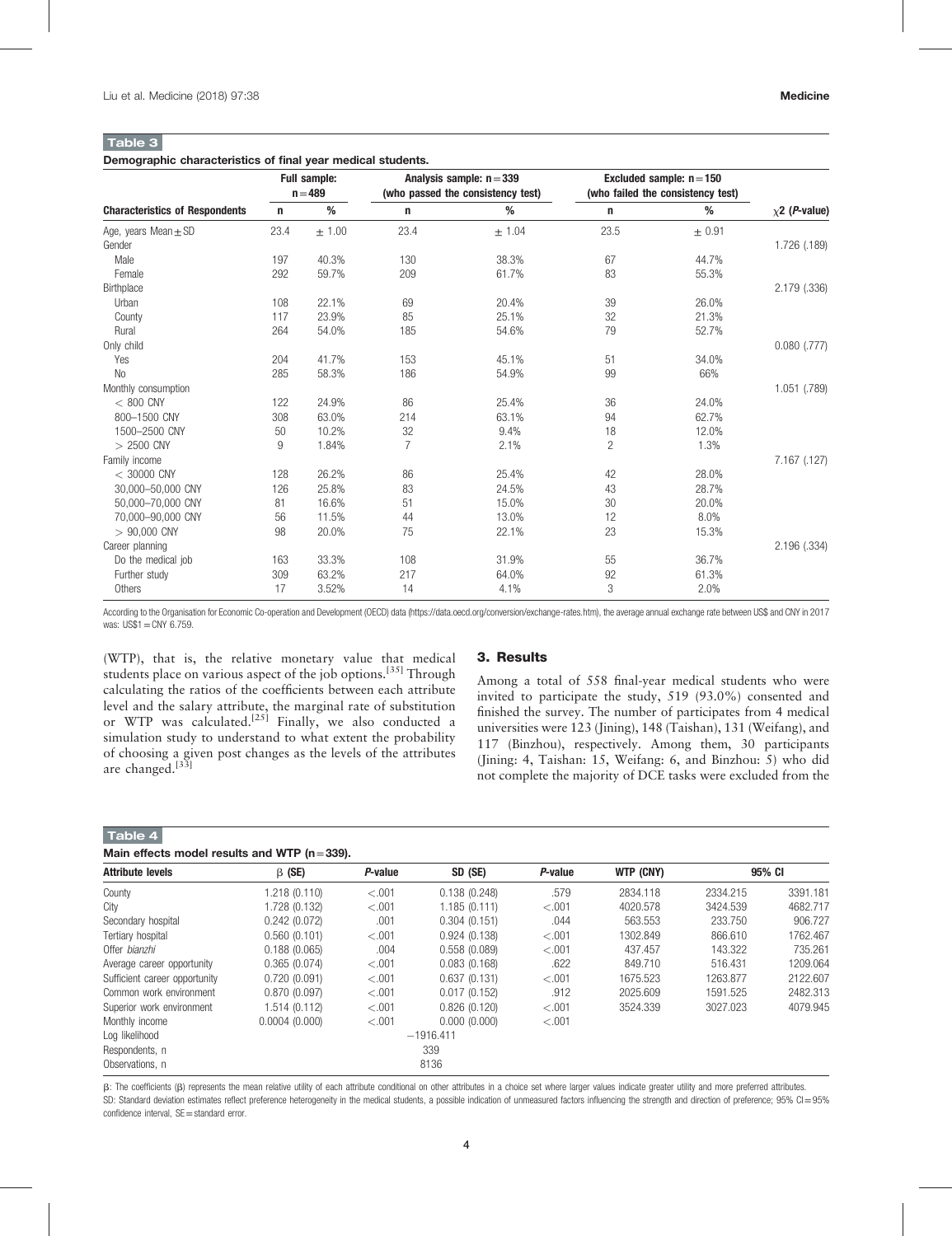**Table 3**

**Demographic characteristics of final year medical students.**

| Characteristics of Respondents | Full sample: n=489 | | Analysis sample: n=339 (who passed the consistency test) | | Excluded sample: n=150 (who failed the consistency test) | | $\chi 2$ (*P*-value) |
|---|---|---|---|---|---|---|---|
| | n | % | n | % | n | % | |
| Age, years Mean ± SD | 23.4 | ± 1.00 | 23.4 | ± 1.04 | 23.5 | ± 0.91 | |
| Gender | | | | | | | 1.726 (.189) |
| Male | 197 | 40.3% | 130 | 38.3% | 67 | 44.7% | |
| Female | 292 | 59.7% | 209 | 61.7% | 83 | 55.3% | |
| Birthplace | | | | | | | 2.179 (.336) |
| Urban | 108 | 22.1% | 69 | 20.4% | 39 | 26.0% | |
| County | 117 | 23.9% | 85 | 25.1% | 32 | 21.3% | |
| Rural | 264 | 54.0% | 185 | 54.6% | 79 | 52.7% | |
| Only child | | | | | | | 0.080 (.777) |
| Yes | 204 | 41.7% | 153 | 45.1% | 51 | 34.0% | |
| No | 285 | 58.3% | 186 | 54.9% | 99 | 66% | |
| Monthly consumption | | | | | | | 1.051 (.789) |
| < 800 CNY | 122 | 24.9% | 86 | 25.4% | 36 | 24.0% | |
| 800–1500 CNY | 308 | 63.0% | 214 | 63.1% | 94 | 62.7% | |
| 1500–2500 CNY | 50 | 10.2% | 32 | 9.4% | 18 | 12.0% | |
| > 2500 CNY | 9 | 1.84% | 7 | 2.1% | 2 | 1.3% | |
| Family income | | | | | | | 7.167 (.127) |
| < 30000 CNY | 128 | 26.2% | 86 | 25.4% | 42 | 28.0% | |
| 30,000–50,000 CNY | 126 | 25.8% | 83 | 24.5% | 43 | 28.7% | |
| 50,000–70,000 CNY | 81 | 16.6% | 51 | 15.0% | 30 | 20.0% | |
| 70,000–90,000 CNY | 56 | 11.5% | 44 | 13.0% | 12 | 8.0% | |
| > 90,000 CNY | 98 | 20.0% | 75 | 22.1% | 23 | 15.3% | |
| Career planning | | | | | | | 2.196 (.334) |
| Do the medical job | 163 | 33.3% | 108 | 31.9% | 55 | 36.7% | |
| Further study | 309 | 63.2% | 217 | 64.0% | 92 | 61.3% | |
| Others | 17 | 3.52% | 14 | 4.1% | 3 | 2.0% | |

According to the Organisation for Economic Co-operation and Development (OECD) data (https://data.oecd.org/conversion/exchange-rates.htm), the average annual exchange rate between US$ and CNY in 2017 was: US$1=CNY 6.759.

(WTP), that is, the relative monetary value that medical students place on various aspect of the job options.[35] Through calculating the ratios of the coefficients between each attribute level and the salary attribute, the marginal rate of substitution or WTP was calculated.[25] Finally, we also conducted a simulation study to understand to what extent the probability of choosing a given post changes as the levels of the attributes are changed.[33]

## 3. Results

Among a total of 558 final-year medical students who were invited to participate the study, 519 (93.0%) consented and finished the survey. The number of participates from 4 medical universities were 123 (Jining), 148 (Taishan), 131 (Weifang), and 117 (Binzhou), respectively. Among them, 30 participants (Jining: 4, Taishan: 15, Weifang: 6, and Binzhou: 5) who did not complete the majority of DCE tasks were excluded from the

**Table 4**

**Main effects model results and WTP (n=339).**

| Attribute levels | β (SE) | *P*-value | SD (SE) | *P*-value | WTP (CNY) | 95% CI | |
|---|---|---|---|---|---|---|---|
| County | 1.218 (0.110) | <.001 | 0.138 (0.248) | .579 | 2834.118 | 2334.215 | 3391.181 |
| City | 1.728 (0.132) | <.001 | 1.185 (0.111) | <.001 | 4020.578 | 3424.539 | 4682.717 |
| Secondary hospital | 0.242 (0.072) | .001 | 0.304 (0.151) | .044 | 563.553 | 233.750 | 906.727 |
| Tertiary hospital | 0.560 (0.101) | <.001 | 0.924 (0.138) | <.001 | 1302.849 | 866.610 | 1762.467 |
| Offer *bianzhi* | 0.188 (0.065) | .004 | 0.558 (0.089) | <.001 | 437.457 | 143.322 | 735.261 |
| Average career opportunity | 0.365 (0.074) | <.001 | 0.083 (0.168) | .622 | 849.710 | 516.431 | 1209.064 |
| Sufficient career opportunity | 0.720 (0.091) | <.001 | 0.637 (0.131) | <.001 | 1675.523 | 1263.877 | 2122.607 |
| Common work environment | 0.870 (0.097) | <.001 | 0.017 (0.152) | .912 | 2025.609 | 1591.525 | 2482.313 |
| Superior work environment | 1.514 (0.112) | <.001 | 0.826 (0.120) | <.001 | 3524.339 | 3027.023 | 4079.945 |
| Monthly income | 0.0004 (0.000) | <.001 | 0.000 (0.000) | <.001 | | | |
| Log likelihood | | | −1916.411 | | | | |
| Respondents, n | | | 339 | | | | |
| Observations, n | | | 8136 | | | | |

β: The coefficients (β) represents the mean relative utility of each attribute conditional on other attributes in a choice set where larger values indicate greater utility and more preferred attributes.
SD: Standard deviation estimates reflect preference heterogeneity in the medical students, a possible indication of unmeasured factors influencing the strength and direction of preference; 95% CI=95% confidence interval, SE=standard error.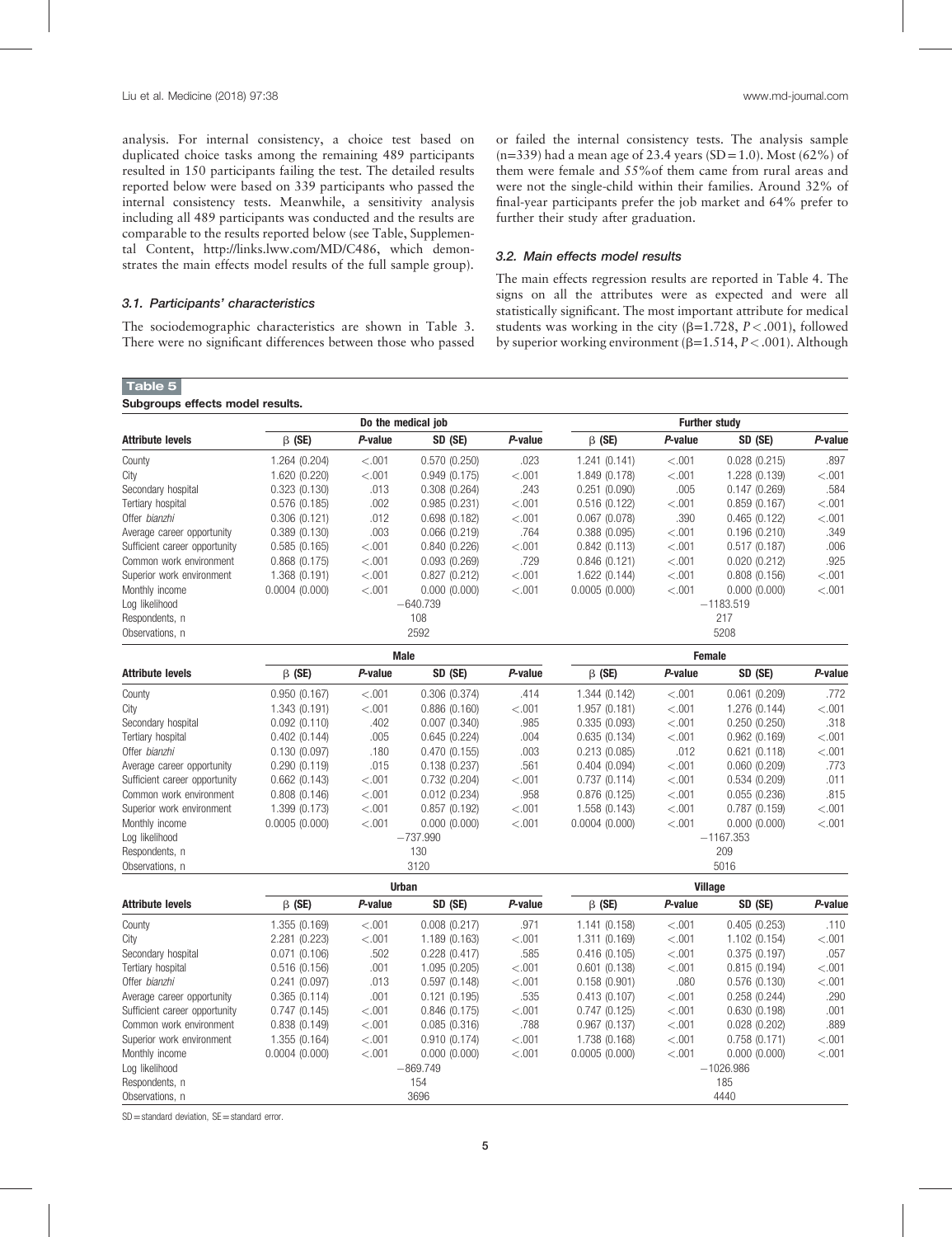analysis. For internal consistency, a choice test based on duplicated choice tasks among the remaining 489 participants resulted in 150 participants failing the test. The detailed results reported below were based on 339 participants who passed the internal consistency tests. Meanwhile, a sensitivity analysis including all 489 participants was conducted and the results are comparable to the results reported below (see Table, Supplemental Content, http://links.lww.com/MD/C486, which demonstrates the main effects model results of the full sample group).

### 3.1. Participants' characteristics

The sociodemographic characteristics are shown in Table 3. There were no significant differences between those who passed or failed the internal consistency tests. The analysis sample (n=339) had a mean age of 23.4 years (SD=1.0). Most (62%) of them were female and 55%of them came from rural areas and were not the single-child within their families. Around 32% of final-year participants prefer the job market and 64% prefer to further their study after graduation.

### 3.2. Main effects model results

The main effects regression results are reported in Table 4. The signs on all the attributes were as expected and were all statistically significant. The most important attribute for medical students was working in the city ($\beta$=1.728, $P<.001$), followed by superior working environment ($\beta$=1.514, $P<.001$). Although

**Table 5**

**Subgroups effects model results.**

| | Do the medical job | | | | Further study | | | |
|---|---|---|---|---|---|---|---|---|
| Attribute levels | β (SE) | P-value | SD (SE) | P-value | β (SE) | P-value | SD (SE) | P-value |
| County | 1.264 (0.204) | <.001 | 0.570 (0.250) | .023 | 1.241 (0.141) | <.001 | 0.028 (0.215) | .897 |
| City | 1.620 (0.220) | <.001 | 0.949 (0.175) | <.001 | 1.849 (0.178) | <.001 | 1.228 (0.139) | <.001 |
| Secondary hospital | 0.323 (0.130) | .013 | 0.308 (0.264) | .243 | 0.251 (0.090) | .005 | 0.147 (0.269) | .584 |
| Tertiary hospital | 0.576 (0.185) | .002 | 0.985 (0.231) | <.001 | 0.516 (0.122) | <.001 | 0.859 (0.167) | <.001 |
| Offer *bianzhi* | 0.306 (0.121) | .012 | 0.698 (0.182) | <.001 | 0.067 (0.078) | .390 | 0.465 (0.122) | <.001 |
| Average career opportunity | 0.389 (0.130) | .003 | 0.066 (0.219) | .764 | 0.388 (0.095) | <.001 | 0.196 (0.210) | .349 |
| Sufficient career opportunity | 0.585 (0.165) | <.001 | 0.840 (0.226) | <.001 | 0.842 (0.113) | <.001 | 0.517 (0.187) | .006 |
| Common work environment | 0.868 (0.175) | <.001 | 0.093 (0.269) | .729 | 0.846 (0.121) | <.001 | 0.020 (0.212) | .925 |
| Superior work environment | 1.368 (0.191) | <.001 | 0.827 (0.212) | <.001 | 1.622 (0.144) | <.001 | 0.808 (0.156) | <.001 |
| Monthly income | 0.0004 (0.000) | <.001 | 0.000 (0.000) | <.001 | 0.0005 (0.000) | <.001 | 0.000 (0.000) | <.001 |
| Log likelihood | −640.739 | | | | −1183.519 | | | |
| Respondents, n | 108 | | | | 217 | | | |
| Observations, n | 2592 | | | | 5208 | | | |
| | **Male** | | | | **Female** | | | |
| Attribute levels | β (SE) | P-value | SD (SE) | P-value | β (SE) | P-value | SD (SE) | P-value |
| County | 0.950 (0.167) | <.001 | 0.306 (0.374) | .414 | 1.344 (0.142) | <.001 | 0.061 (0.209) | .772 |
| City | 1.343 (0.191) | <.001 | 0.886 (0.160) | <.001 | 1.957 (0.181) | <.001 | 1.276 (0.144) | <.001 |
| Secondary hospital | 0.092 (0.110) | .402 | 0.007 (0.340) | .985 | 0.335 (0.093) | <.001 | 0.250 (0.250) | .318 |
| Tertiary hospital | 0.402 (0.144) | .005 | 0.645 (0.224) | .004 | 0.635 (0.134) | <.001 | 0.962 (0.169) | <.001 |
| Offer *bianzhi* | 0.130 (0.097) | .180 | 0.470 (0.155) | .003 | 0.213 (0.085) | .012 | 0.621 (0.118) | <.001 |
| Average career opportunity | 0.290 (0.119) | .015 | 0.138 (0.237) | .561 | 0.404 (0.094) | <.001 | 0.060 (0.209) | .773 |
| Sufficient career opportunity | 0.662 (0.143) | <.001 | 0.732 (0.204) | <.001 | 0.737 (0.114) | <.001 | 0.534 (0.209) | .011 |
| Common work environment | 0.808 (0.146) | <.001 | 0.012 (0.234) | .958 | 0.876 (0.125) | <.001 | 0.055 (0.236) | .815 |
| Superior work environment | 1.399 (0.173) | <.001 | 0.857 (0.192) | <.001 | 1.558 (0.143) | <.001 | 0.787 (0.159) | <.001 |
| Monthly income | 0.0005 (0.000) | <.001 | 0.000 (0.000) | <.001 | 0.0004 (0.000) | <.001 | 0.000 (0.000) | <.001 |
| Log likelihood | −737.990 | | | | −1167.353 | | | |
| Respondents, n | 130 | | | | 209 | | | |
| Observations, n | 3120 | | | | 5016 | | | |
| | **Urban** | | | | **Village** | | | |
| Attribute levels | β (SE) | P-value | SD (SE) | P-value | β (SE) | P-value | SD (SE) | P-value |
| County | 1.355 (0.169) | <.001 | 0.008 (0.217) | .971 | 1.141 (0.158) | <.001 | 0.405 (0.253) | .110 |
| City | 2.281 (0.223) | <.001 | 1.189 (0.163) | <.001 | 1.311 (0.169) | <.001 | 1.102 (0.154) | <.001 |
| Secondary hospital | 0.071 (0.106) | .502 | 0.228 (0.417) | .585 | 0.416 (0.105) | <.001 | 0.375 (0.197) | .057 |
| Tertiary hospital | 0.516 (0.156) | .001 | 1.095 (0.205) | <.001 | 0.601 (0.138) | <.001 | 0.815 (0.194) | <.001 |
| Offer *bianzhi* | 0.241 (0.097) | .013 | 0.597 (0.148) | <.001 | 0.158 (0.901) | .080 | 0.576 (0.130) | <.001 |
| Average career opportunity | 0.365 (0.114) | .001 | 0.121 (0.195) | .535 | 0.413 (0.107) | <.001 | 0.258 (0.244) | .290 |
| Sufficient career opportunity | 0.747 (0.145) | <.001 | 0.846 (0.175) | <.001 | 0.747 (0.125) | <.001 | 0.630 (0.198) | .001 |
| Common work environment | 0.838 (0.149) | <.001 | 0.085 (0.316) | .788 | 0.967 (0.137) | <.001 | 0.028 (0.202) | .889 |
| Superior work environment | 1.355 (0.164) | <.001 | 0.910 (0.174) | <.001 | 1.738 (0.168) | <.001 | 0.758 (0.171) | <.001 |
| Monthly income | 0.0004 (0.000) | <.001 | 0.000 (0.000) | <.001 | 0.0005 (0.000) | <.001 | 0.000 (0.000) | <.001 |
| Log likelihood | −869.749 | | | | −1026.986 | | | |
| Respondents, n | 154 | | | | 185 | | | |
| Observations, n | 3696 | | | | 4440 | | | |

SD=standard deviation, SE=standard error.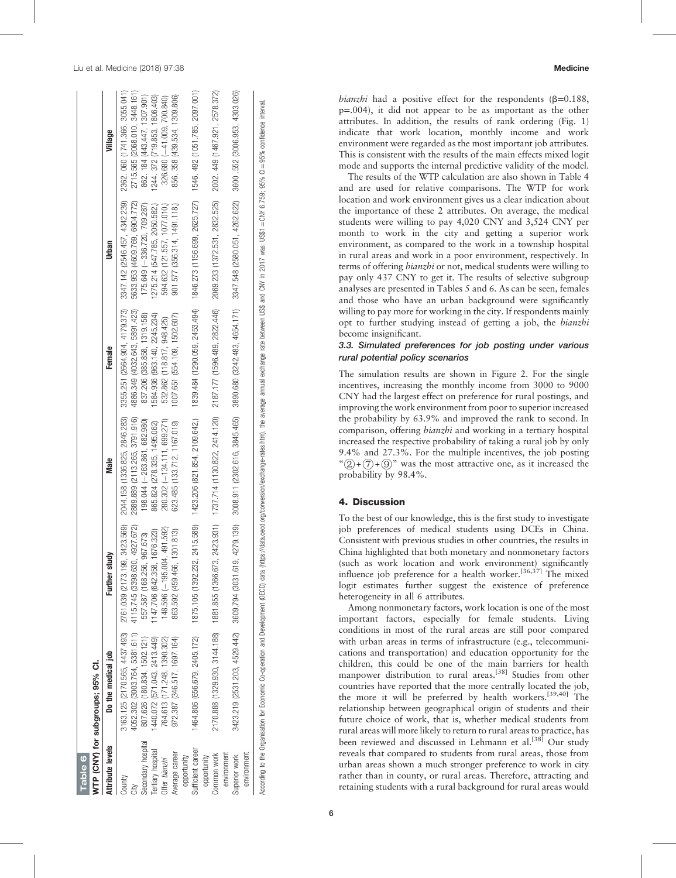Table 6

WTP (CNY) for subgroups; 95% CI.

| Attribute levels | Do the medical job | Further study | Male | Female | Urban | Village |
|---|---|---|---|---|---|---|
| County | 3163.125 (2170.565, 4437.493) | 2761.039 (2173.199, 3423.569) | 2044.158 (1336.825, 2846.283) | 3355.251 (2664.904, 4179.373) | 3347.142 (2546.457, 4342.239) | 2362. 060 (1741.366, 3055.041) |
| City | 4052.302 (3003.764, 5381.611) | 4115.745 (3398.630, 4927.672) | 2889.889 (2113.265, 3791.916) | 4886.349 (4032.643, 5891.423) | 5633.953 (4609.769, 6904.772) | 2715.565 (2068.010, 3448.161) |
| Secondary hospital | 807.626 (180.834, 1502.121) | 557.587 (168.256, 967.673) | 198.044 (−263.861, 682.980) | 837.206 (385.858, 1319.158) | 175.649 (−336.720, 709.287) | 862. 184 (443.447, 1307.901) |
| Tertiary hospital | 1440.072 (571.043, 2413.449) | 1147.706 (642.358, 1676.323) | 865.824 (278.335, 1495.062) | 1584.936 (963.140, 2245.234) | 1275.214 (547.785, 2050.582) | 1244. 372 (719.853, 1806.403) |
| Offer *bianzhi* | 764.613 (171.248, 1390.302) | 148.596 (−195.004, 491.592) | 280.302 (−134.111, 699.271) | 532.862 (118.817, 948.425) | 594.632 (121.557, 1077.010) | 326.680 (−41.009, 700.840) |
| Average career opportunity | 972.387 (346.517, 1697.164) | 863.592 (459.466, 1301.813) | 623.485 (133.712, 1167.019) | 1007.651 (554.109, 1502.607) | 901.577 (356.314, 1491.118) | 856. 358 (439.534, 1309.806) |
| Sufficient career opportunity | 1464.806 (656.679, 2405.172) | 1875.105 (1392.232, 2415.589) | 1423.206 (821.854, 2109.642) | 1839.484 (1290.059, 2453.494) | 1846.273 (1156.699, 2625.727) | 1546. 492 (1051.785, 2097.001) |
| Common work environment | 2170.888 (1329.930, 3144.188) | 1881.855 (1366.673, 2423.931) | 1737.714 (1130.822, 2414.120) | 2187.177 (1596.489, 2822.446) | 2069.233 (1372.531, 2832.525) | 2002. 449 (1467.921, 2578.372) |
| Superior work environment | 3423.219 (2531.203, 4529.442) | 3609.794 (3031.619, 4279.139) | 3008.911 (2302.616, 3845.465) | 3890.680 (3242.483, 4654.171) | 3347.548 (2580.051, 4262.622) | 3600 .552 (3006.953, 4303.026) |

According to the Organisation for Economic Co-operation and Development (OECD) data (https://data.oecd.org/conversion/exchange-rates.htm), the average annual exchange rate between US$ and CNY in 2017 was: US$1 = CNY 6.759; 95% CI = 95% confidence interval.

*bianzhi* had a positive effect for the respondents ($\beta$=0.188, p=.004), it did not appear to be as important as the other attributes. In addition, the results of rank ordering (Fig. 1) indicate that work location, monthly income and work environment were regarded as the most important job attributes. This is consistent with the results of the main effects mixed logit mode and supports the internal predictive validity of the model.

The results of the WTP calculation are also shown in Table 4 and are used for relative comparisons. The WTP for work location and work environment gives us a clear indication about the importance of these 2 attributes. On average, the medical students were willing to pay 4,020 CNY and 3,524 CNY per month to work in the city and getting a superior work environment, as compared to the work in a township hospital in rural areas and work in a poor environment, respectively. In terms of offering *bianzhi* or not, medical students were willing to pay only 437 CNY to get it. The results of selective subgroup analyses are presented in Tables 5 and 6. As can be seen, females and those who have an urban background were significantly willing to pay more for working in the city. If respondents mainly opt to further studying instead of getting a job, the *bianzhi* become insignificant.

### 3.3. Simulated preferences for job posting under various rural potential policy scenarios

The simulation results are shown in Figure 2. For the single incentives, increasing the monthly income from 3000 to 9000 CNY had the largest effect on preference for rural postings, and improving the work environment from poor to superior increased the probability by 63.9% and improved the rank to second. In comparison, offering *bianzhi* and working in a tertiary hospital increased the respective probability of taking a rural job by only 9.4% and 27.3%. For the multiple incentives, the job posting "②+⑦+⑨" was the most attractive one, as it increased the probability by 98.4%.

## 4. Discussion

To the best of our knowledge, this is the first study to investigate job preferences of medical students using DCEs in China. Consistent with previous studies in other countries, the results in China highlighted that both monetary and nonmonetary factors (such as work location and work environment) significantly influence job preference for a health worker.[36,37] The mixed logit estimates further suggest the existence of preference heterogeneity in all 6 attributes.

Among nonmonetary factors, work location is one of the most important factors, especially for female students. Living conditions in most of the rural areas are still poor compared with urban areas in terms of infrastructure (e.g., telecommunications and transportation) and education opportunity for the children, this could be one of the main barriers for health manpower distribution to rural areas.[38] Studies from other countries have reported that the more centrally located the job, the more it will be preferred by health workers.[39,40] The relationship between geographical origin of students and their future choice of work, that is, whether medical students from rural areas will more likely to return to rural areas to practice, has been reviewed and discussed in Lehmann et al.[38] Our study reveals that compared to students from rural areas, those from urban areas shown a much stronger preference to work in city rather than in county, or rural areas. Therefore, attracting and retaining students with a rural background for rural areas would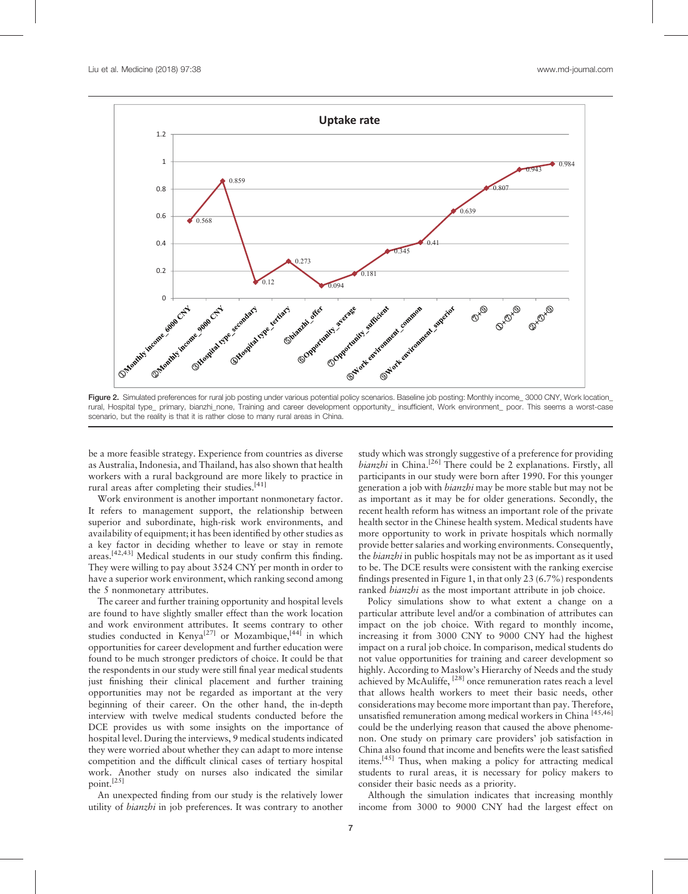Figure 2. Simulated preferences for rural job posting under various potential policy scenarios. Baseline job posting: Monthly income_ 3000 CNY, Work location_ rural, Hospital type_ primary, bianzhi_none, Training and career development opportunity_ insufficient, Work environment_ poor. This seems a worst-case scenario, but the reality is that it is rather close to many rural areas in China.

be a more feasible strategy. Experience from countries as diverse as Australia, Indonesia, and Thailand, has also shown that health workers with a rural background are more likely to practice in rural areas after completing their studies.[41]

Work environment is another important nonmonetary factor. It refers to management support, the relationship between superior and subordinate, high-risk work environments, and availability of equipment; it has been identified by other studies as a key factor in deciding whether to leave or stay in remote areas.[42,43] Medical students in our study confirm this finding. They were willing to pay about 3524 CNY per month in order to have a superior work environment, which ranking second among the 5 nonmonetary attributes.

The career and further training opportunity and hospital levels are found to have slightly smaller effect than the work location and work environment attributes. It seems contrary to other studies conducted in Kenya[27] or Mozambique,[44] in which opportunities for career development and further education were found to be much stronger predictors of choice. It could be that the respondents in our study were still final year medical students just finishing their clinical placement and further training opportunities may not be regarded as important at the very beginning of their career. On the other hand, the in-depth interview with twelve medical students conducted before the DCE provides us with some insights on the importance of hospital level. During the interviews, 9 medical students indicated they were worried about whether they can adapt to more intense competition and the difficult clinical cases of tertiary hospital work. Another study on nurses also indicated the similar point.[25]

An unexpected finding from our study is the relatively lower utility of *bianzhi* in job preferences. It was contrary to another study which was strongly suggestive of a preference for providing *bianzhi* in China.[26] There could be 2 explanations. Firstly, all participants in our study were born after 1990. For this younger generation a job with *bianzhi* may be more stable but may not be as important as it may be for older generations. Secondly, the recent health reform has witness an important role of the private health sector in the Chinese health system. Medical students have more opportunity to work in private hospitals which normally provide better salaries and working environments. Consequently, the *bianzhi* in public hospitals may not be as important as it used to be. The DCE results were consistent with the ranking exercise findings presented in Figure 1, in that only 23 (6.7%) respondents ranked *bianzhi* as the most important attribute in job choice.

Policy simulations show to what extent a change on a particular attribute level and/or a combination of attributes can impact on the job choice. With regard to monthly income, increasing it from 3000 CNY to 9000 CNY had the highest impact on a rural job choice. In comparison, medical students do not value opportunities for training and career development so highly. According to Maslow's Hierarchy of Needs and the study achieved by McAuliffe,[28] once remuneration rates reach a level that allows health workers to meet their basic needs, other considerations may become more important than pay. Therefore, unsatisfied remuneration among medical workers in China[45,46] could be the underlying reason that caused the above phenomenon. One study on primary care providers' job satisfaction in China also found that income and benefits were the least satisfied items.[45] Thus, when making a policy for attracting medical students to rural areas, it is necessary for policy makers to consider their basic needs as a priority.

Although the simulation indicates that increasing monthly income from 3000 to 9000 CNY had the largest effect on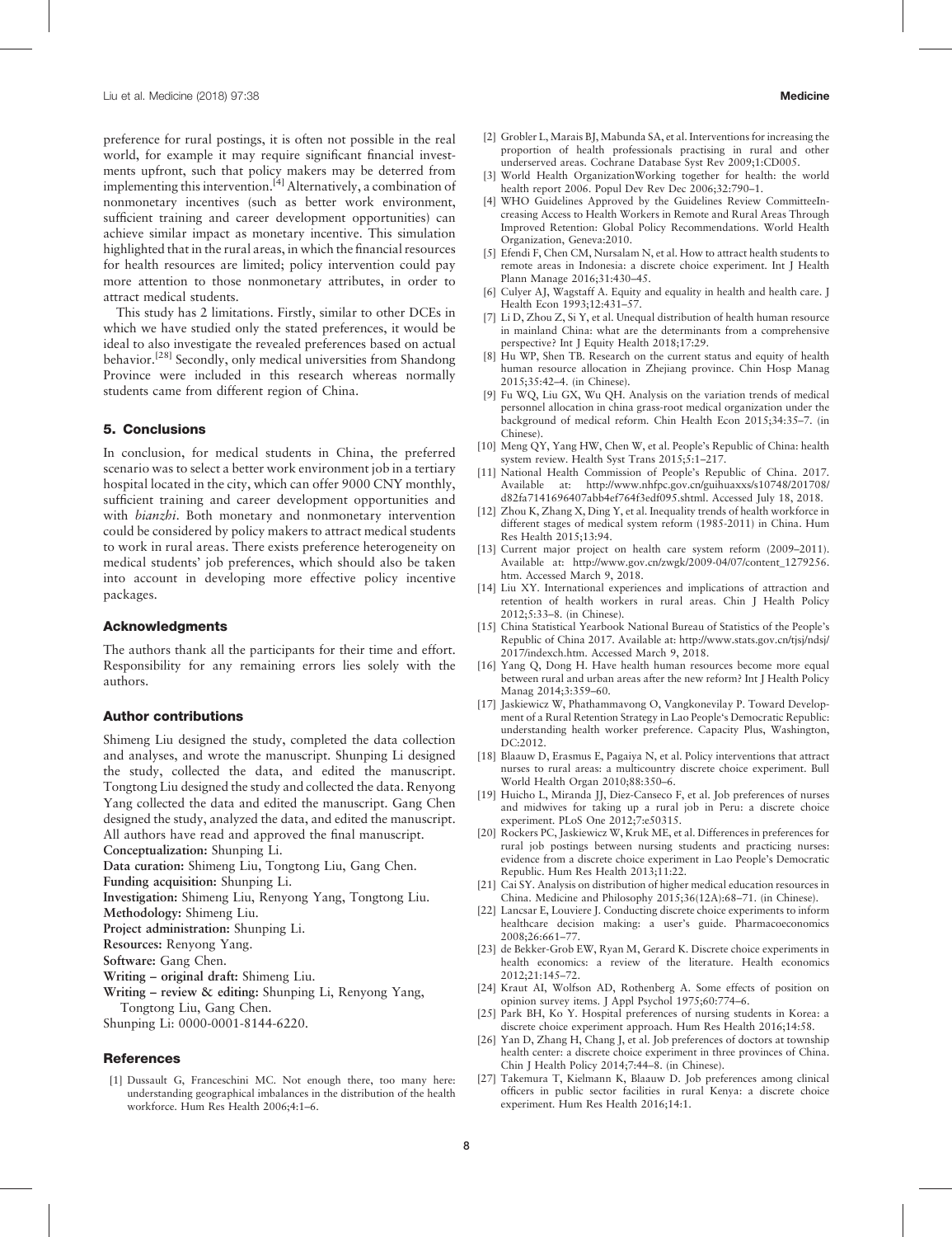preference for rural postings, it is often not possible in the real world, for example it may require significant financial investments upfront, such that policy makers may be deterred from implementing this intervention.[4] Alternatively, a combination of nonmonetary incentives (such as better work environment, sufficient training and career development opportunities) can achieve similar impact as monetary incentive. This simulation highlighted that in the rural areas, in which the financial resources for health resources are limited; policy intervention could pay more attention to those nonmonetary attributes, in order to attract medical students.

This study has 2 limitations. Firstly, similar to other DCEs in which we have studied only the stated preferences, it would be ideal to also investigate the revealed preferences based on actual behavior.[28] Secondly, only medical universities from Shandong Province were included in this research whereas normally students came from different region of China.

## 5. Conclusions

In conclusion, for medical students in China, the preferred scenario was to select a better work environment job in a tertiary hospital located in the city, which can offer 9000 CNY monthly, sufficient training and career development opportunities and with *bianzhi*. Both monetary and nonmonetary intervention could be considered by policy makers to attract medical students to work in rural areas. There exists preference heterogeneity on medical students' job preferences, which should also be taken into account in developing more effective policy incentive packages.

## Acknowledgments

The authors thank all the participants for their time and effort. Responsibility for any remaining errors lies solely with the authors.

## Author contributions

Shimeng Liu designed the study, completed the data collection and analyses, and wrote the manuscript. Shunping Li designed the study, collected the data, and edited the manuscript. Tongtong Liu designed the study and collected the data. Renyong Yang collected the data and edited the manuscript. Gang Chen designed the study, analyzed the data, and edited the manuscript. All authors have read and approved the final manuscript.

**Conceptualization:** Shunping Li.
**Data curation:** Shimeng Liu, Tongtong Liu, Gang Chen.
**Funding acquisition:** Shunping Li.
**Investigation:** Shimeng Liu, Renyong Yang, Tongtong Liu.
**Methodology:** Shimeng Liu.
**Project administration:** Shunping Li.
**Resources:** Renyong Yang.
**Software:** Gang Chen.
**Writing – original draft:** Shimeng Liu.
**Writing – review & editing:** Shunping Li, Renyong Yang, Tongtong Liu, Gang Chen.
Shunping Li: 0000-0001-8144-6220.

## References

[1] Dussault G, Franceschini MC. Not enough there, too many here: understanding geographical imbalances in the distribution of the health workforce. Hum Res Health 2006;4:1–6.

[2] Grobler L, Marais BJ, Mabunda SA, et al. Interventions for increasing the proportion of health professionals practising in rural and other underserved areas. Cochrane Database Syst Rev 2009;1:CD005.

[3] World Health OrganizationWorking together for health: the world health report 2006. Popul Dev Rev Dec 2006;32:790–1.

[4] WHO Guidelines Approved by the Guidelines Review CommitteeIncreasing Access to Health Workers in Remote and Rural Areas Through Improved Retention: Global Policy Recommendations. World Health Organization, Geneva:2010.

[5] Efendi F, Chen CM, Nursalam N, et al. How to attract health students to remote areas in Indonesia: a discrete choice experiment. Int J Health Plann Manage 2016;31:430–45.

[6] Culyer AJ, Wagstaff A. Equity and equality in health and health care. J Health Econ 1993;12:431–57.

[7] Li D, Zhou Z, Si Y, et al. Unequal distribution of health human resource in mainland China: what are the determinants from a comprehensive perspective? Int J Equity Health 2018;17:29.

[8] Hu WP, Shen TB. Research on the current status and equity of health human resource allocation in Zhejiang province. Chin Hosp Manag 2015;35:42–4. (in Chinese).

[9] Fu WQ, Liu GX, Wu QH. Analysis on the variation trends of medical personnel allocation in china grass-root medical organization under the background of medical reform. Chin Health Econ 2015;34:35–7. (in Chinese).

[10] Meng QY, Yang HW, Chen W, et al. People's Republic of China: health system review. Health Syst Trans 2015;5:1–217.

[11] National Health Commission of People's Republic of China. 2017. Available at: http://www.nhfpc.gov.cn/guihuaxxs/s10748/201708/d82fa7141696407abb4ef764f3edf095.shtml. Accessed July 18, 2018.

[12] Zhou K, Zhang X, Ding Y, et al. Inequality trends of health workforce in different stages of medical system reform (1985-2011) in China. Hum Res Health 2015;13:94.

[13] Current major project on health care system reform (2009–2011). Available at: http://www.gov.cn/zwgk/2009-04/07/content_1279256.htm. Accessed March 9, 2018.

[14] Liu XY. International experiences and implications of attraction and retention of health workers in rural areas. Chin J Health Policy 2012;5:33–8. (in Chinese).

[15] China Statistical Yearbook National Bureau of Statistics of the People's Republic of China 2017. Available at: http://www.stats.gov.cn/tjsj/ndsj/2017/indexch.htm. Accessed March 9, 2018.

[16] Yang Q, Dong H. Have health human resources become more equal between rural and urban areas after the new reform? Int J Health Policy Manag 2014;3:359–60.

[17] Jaskiewicz W, Phathammavong O, Vangkonevilay P. Toward Development of a Rural Retention Strategy in Lao People's Democratic Republic: understanding health worker preference. Capacity Plus, Washington, DC:2012.

[18] Blaauw D, Erasmus E, Pagaiya N, et al. Policy interventions that attract nurses to rural areas: a multicountry discrete choice experiment. Bull World Health Organ 2010;88:350–6.

[19] Huicho L, Miranda JJ, Diez-Canseco F, et al. Job preferences of nurses and midwives for taking up a rural job in Peru: a discrete choice experiment. PLoS One 2012;7:e50315.

[20] Rockers PC, Jaskiewicz W, Kruk ME, et al. Differences in preferences for rural job postings between nursing students and practicing nurses: evidence from a discrete choice experiment in Lao People's Democratic Republic. Hum Res Health 2013;11:22.

[21] Cai SY. Analysis on distribution of higher medical education resources in China. Medicine and Philosophy 2015;36(12A):68–71. (in Chinese).

[22] Lancsar E, Louviere J. Conducting discrete choice experiments to inform healthcare decision making: a user's guide. Pharmacoeconomics 2008;26:661–77.

[23] de Bekker-Grob EW, Ryan M, Gerard K. Discrete choice experiments in health economics: a review of the literature. Health economics 2012;21:145–72.

[24] Kraut AI, Wolfson AD, Rothenberg A. Some effects of position on opinion survey items. J Appl Psychol 1975;60:774–6.

[25] Park BH, Ko Y. Hospital preferences of nursing students in Korea: a discrete choice experiment approach. Hum Res Health 2016;14:58.

[26] Yan D, Zhang H, Chang J, et al. Job preferences of doctors at township health center: a discrete choice experiment in three provinces of China. Chin J Health Policy 2014;7:44–8. (in Chinese).

[27] Takemura T, Kielmann K, Blaauw D. Job preferences among clinical officers in public sector facilities in rural Kenya: a discrete choice experiment. Hum Res Health 2016;14:1.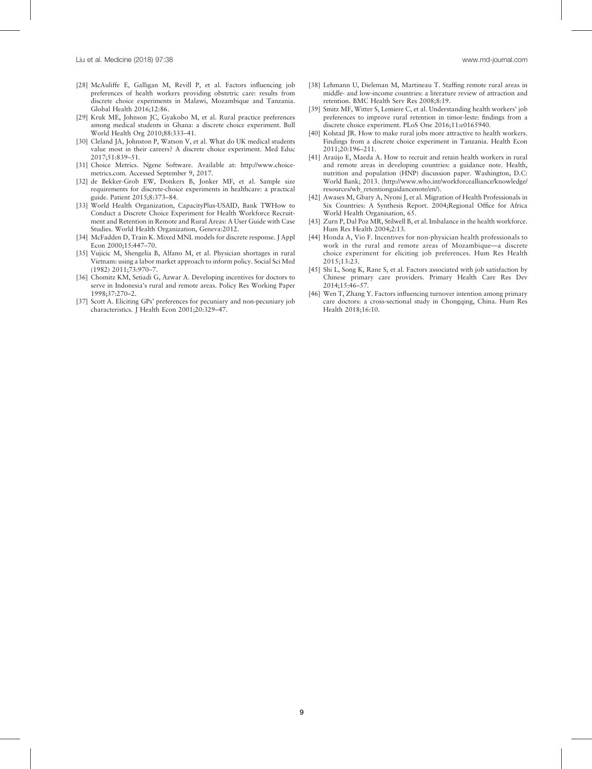[28] McAuliffe E, Galligan M, Revill P, et al. Factors influencing job preferences of health workers providing obstetric care: results from discrete choice experiments in Malawi, Mozambique and Tanzania. Global Health 2016;12:86.

[29] Kruk ME, Johnson JC, Gyakobo M, et al. Rural practice preferences among medical students in Ghana: a discrete choice experiment. Bull World Health Org 2010;88:333–41.

[30] Cleland JA, Johnston P, Watson V, et al. What do UK medical students value most in their careers? A discrete choice experiment. Med Educ 2017;51:839–51.

[31] Choice Metrics. Ngene Software. Available at: http://www.choice-metrics.com. Accessed September 9, 2017.

[32] de Bekker-Grob EW, Donkers B, Jonker MF, et al. Sample size requirements for discrete-choice experiments in healthcare: a practical guide. Patient 2015;8:373–84.

[33] World Health Organization, CapacityPlus-USAID, Bank TWHow to Conduct a Discrete Choice Experiment for Health Workforce Recruitment and Retention in Remote and Rural Areas: A User Guide with Case Studies. World Health Organization, Geneva:2012.

[34] McFadden D, Train K. Mixed MNL models for discrete response. J Appl Econ 2000;15:447–70.

[35] Vujicic M, Shengelia B, Alfano M, et al. Physician shortages in rural Vietnam: using a labor market approach to inform policy. Social Sci Med (1982) 2011;73:970–7.

[36] Chomitz KM, Setiadi G, Azwar A. Developing incentives for doctors to serve in Indonesia's rural and remote areas. Policy Res Working Paper 1998;37:270–2.

[37] Scott A. Eliciting GPs' preferences for pecuniary and non-pecuniary job characteristics. J Health Econ 2001;20:329–47.

[38] Lehmann U, Dieleman M, Martineau T. Staffing remote rural areas in middle- and low-income countries: a literature review of attraction and retention. BMC Health Serv Res 2008;8:19.

[39] Smitz MF, Witter S, Lemiere C, et al. Understanding health workers' job preferences to improve rural retention in timor-leste: findings from a discrete choice experiment. PLoS One 2016;11:e0165940.

[40] Kolstad JR. How to make rural jobs more attractive to health workers. Findings from a discrete choice experiment in Tanzania. Health Econ 2011;20:196–211.

[41] Araújo E, Maeda A. How to recruit and retain health workers in rural and remote areas in developing countries: a guidance note. Health, nutrition and population (HNP) discussion paper. Washington, D.C: World Bank; 2013. (http://www.who.int/workforcealliance/knowledge/resources/wb_retentionguidancenote/en/).

[42] Awases M, Gbary A, Nyoni J, et al. Migration of Health Professionals in Six Countries: A Synthesis Report. 2004;Regional Office for Africa World Health Organisation, 65.

[43] Zurn P, Dal Poz MR, Stilwell B, et al. Imbalance in the health workforce. Hum Res Health 2004;2:13.

[44] Honda A, Vio F. Incentives for non-physician health professionals to work in the rural and remote areas of Mozambique—a discrete choice experiment for eliciting job preferences. Hum Res Health 2015;13:23.

[45] Shi L, Song K, Rane S, et al. Factors associated with job satisfaction by Chinese primary care providers. Primary Health Care Res Dev 2014;15:46–57.

[46] Wen T, Zhang Y. Factors influencing turnover intention among primary care doctors: a cross-sectional study in Chongqing, China. Hum Res Health 2018;16:10.